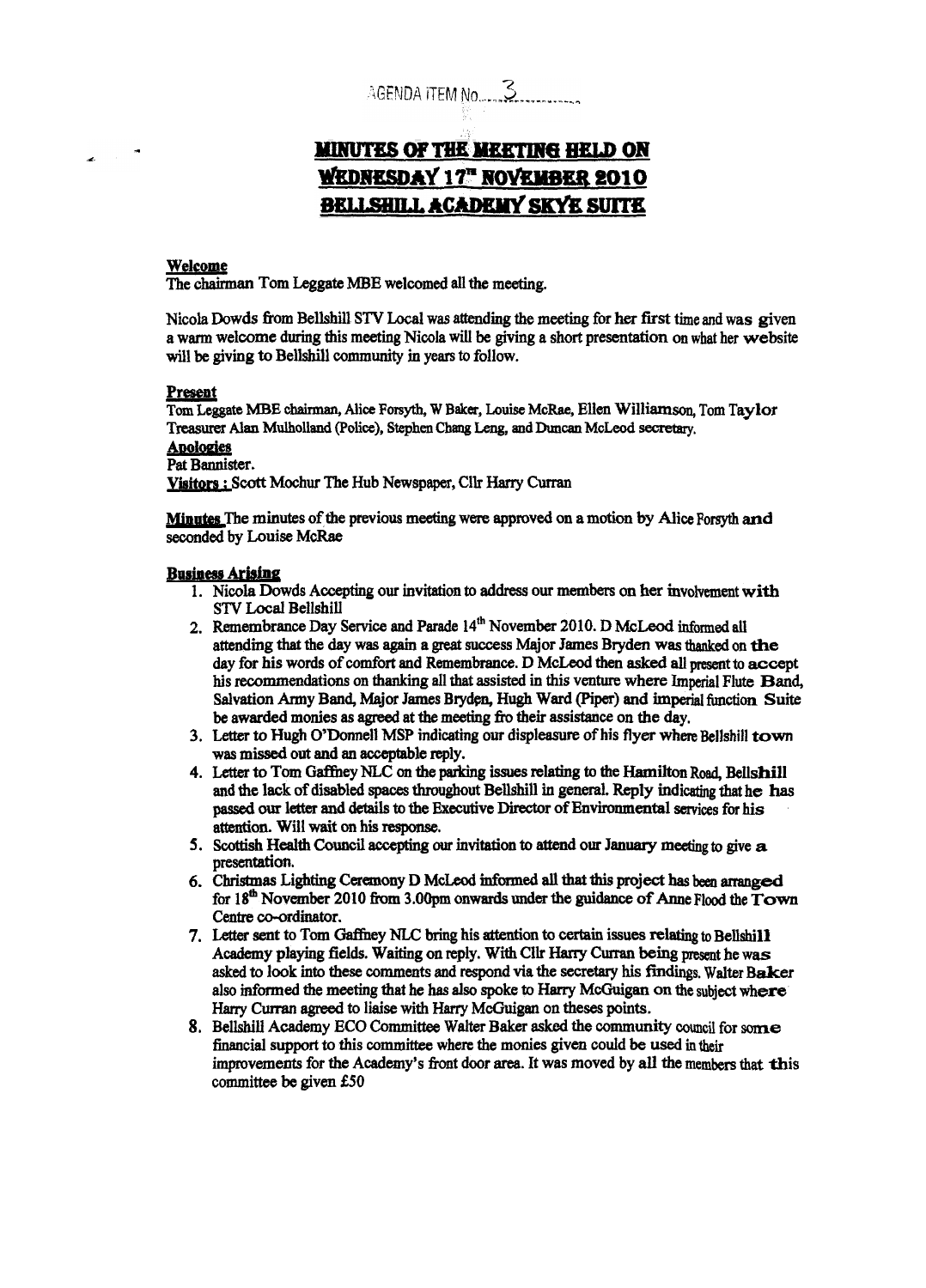AGENDA ITEM No. 3

# MINUTES OF THE MEETING HELD ON WEDNESDAY 17TH NOVEMBER 2010 BELLSHILL ACADEMY SKYE SUITE

**Welcome**

The chairman Tom Leggate MBE welcomed all the meeting.

Nicola Dowds from Bellshill STV Local was attending the meeting for her first time and was given a warm welcome during this meeting Nicola will be giving a short presentation on what her website will be giving to Bellshill community in years to follow.

**Present**

Tom Leggate MBE chairman, Alice Forsyth, W Baker, Louise McRae, Ellen Williamson, Tom Taylor Treasurer Alan Mulholland (Police), Stephen Chang Leng, and Duncan McLeod secretary.

**Apologies**

Pat Bannister.

**Visitors :** Scott Mochur The Hub Newspaper, Cllr Harry Curran

**Minutes** The minutes of the previous meeting were approved on a motion by Alice Forsyth and seconded by Louise McRae

**Business Arising**

1. Nicola Dowds Accepting our invitation to address our members on her involvement with STV Local Bellshill
2. Remembrance Day Service and Parade 14th November 2010. D McLeod informed all attending that the day was again a great success Major James Bryden was thanked on the day for his words of comfort and Remembrance. D McLeod then asked all present to accept his recommendations on thanking all that assisted in this venture where Imperial Flute Band, Salvation Army Band, Major James Bryden, Hugh Ward (Piper) and imperial function Suite be awarded monies as agreed at the meeting fro their assistance on the day.
3. Letter to Hugh O'Donnell MSP indicating our displeasure of his flyer where Bellshill town was missed out and an acceptable reply.
4. Letter to Tom Gaffney NLC on the parking issues relating to the Hamilton Road, Bellshill and the lack of disabled spaces throughout Bellshill in general. Reply indicating that he has passed our letter and details to the Executive Director of Environmental services for his attention. Will wait on his response.
5. Scottish Health Council accepting our invitation to attend our January meeting to give a presentation.
6. Christmas Lighting Ceremony D McLeod informed all that this project has been arranged for 18th November 2010 from 3.00pm onwards under the guidance of Anne Flood the Town Centre co-ordinator.
7. Letter sent to Tom Gaffney NLC bring his attention to certain issues relating to Bellshill Academy playing fields. Waiting on reply. With Cllr Harry Curran being present he was asked to look into these comments and respond via the secretary his findings. Walter Baker also informed the meeting that he has also spoke to Harry McGuigan on the subject where Harry Curran agreed to liaise with Harry McGuigan on theses points.
8. Bellshill Academy ECO Committee Walter Baker asked the community council for some financial support to this committee where the monies given could be used in their improvements for the Academy's front door area. It was moved by all the members that this committee be given £50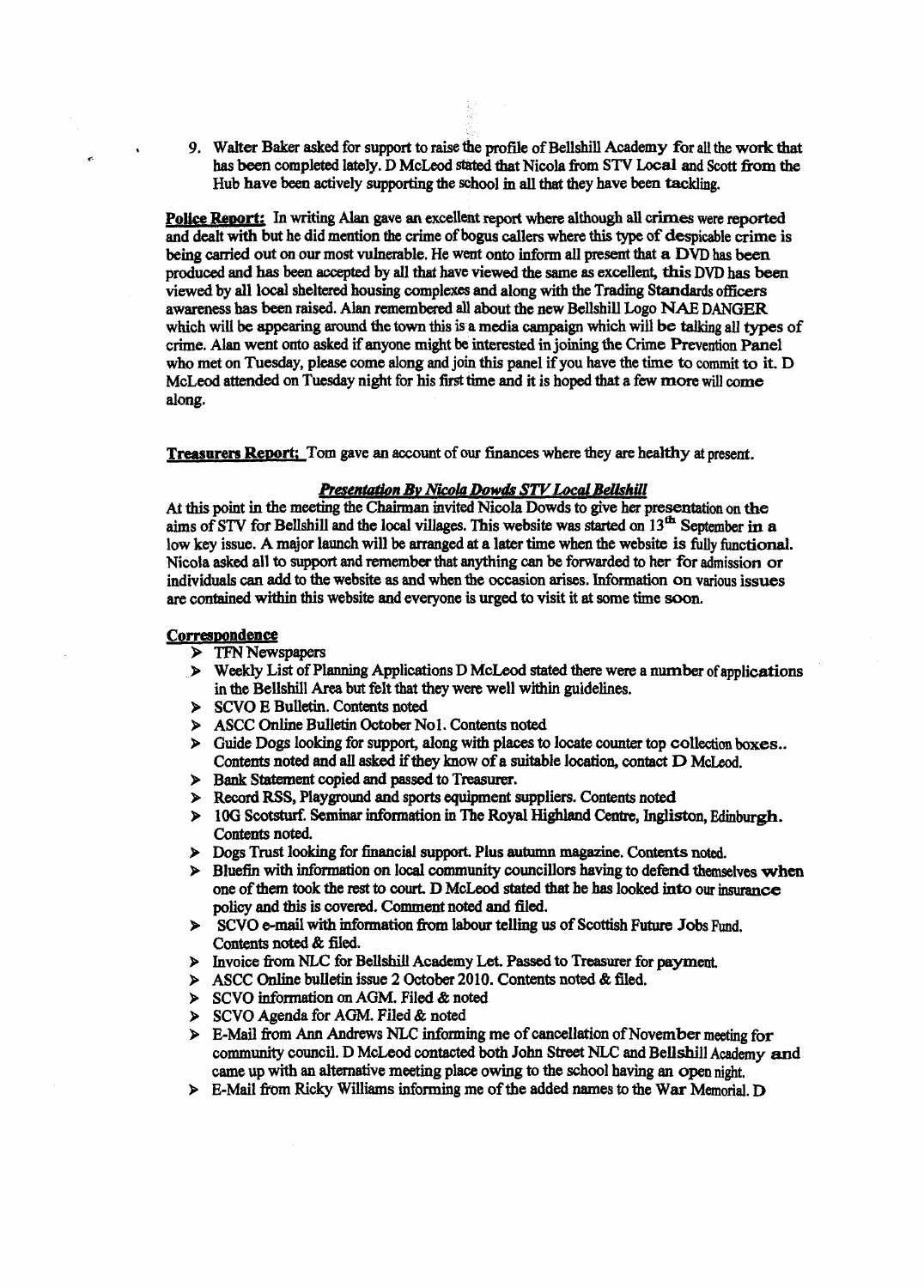9. Walter Baker asked for support to raise the profile of Bellshill Academy for all the work that has been completed lately. D McLeod stated that Nicola from STV Local and Scott from the Hub have been actively supporting the school in all that they have been tackling.

**Police Report:** In writing Alan gave an excellent report where although all crimes were reported and dealt with but he did mention the crime of bogus callers where this type of despicable crime is being carried out on our most vulnerable. He went onto inform all present that a DVD has been produced and has been accepted by all that have viewed the same as excellent, this DVD has been viewed by all local sheltered housing complexes and along with the Trading Standards officers awareness has been raised. Alan remembered all about the new Bellshill Logo NAE DANGER which will be appearing around the town this is a media campaign which will be talking all types of crime. Alan went onto asked if anyone might be interested in joining the Crime Prevention Panel who met on Tuesday, please come along and join this panel if you have the time to commit to it. D McLeod attended on Tuesday night for his first time and it is hoped that a few more will come along.

**Treasurers Report:** Tom gave an account of our finances where they are healthy at present.

***Presentation By Nicola Dowds STV Local Bellshill***

At this point in the meeting the Chairman invited Nicola Dowds to give her presentation on the aims of STV for Bellshill and the local villages. This website was started on 13th September in a low key issue. A major launch will be arranged at a later time when the website is fully functional. Nicola asked all to support and remember that anything can be forwarded to her for admission or individuals can add to the website as and when the occasion arises. Information on various issues are contained within this website and everyone is urged to visit it at some time soon.

**Correspondence**

- TFN Newspapers
- Weekly List of Planning Applications D McLeod stated there were a number of applications in the Bellshill Area but felt that they were well within guidelines.
- SCVO E Bulletin. Contents noted
- ASCC Online Bulletin October No1. Contents noted
- Guide Dogs looking for support, along with places to locate counter top collection boxes.. Contents noted and all asked if they know of a suitable location, contact D McLeod.
- Bank Statement copied and passed to Treasurer.
- Record RSS, Playground and sports equipment suppliers. Contents noted
- 10G Scotsturf. Seminar information in The Royal Highland Centre, Ingliston, Edinburgh. Contents noted.
- Dogs Trust looking for financial support. Plus autumn magazine. Contents noted.
- Bluefin with information on local community councillors having to defend themselves when one of them took the rest to court. D McLeod stated that he has looked into our insurance policy and this is covered. Comment noted and filed.
- SCVO e-mail with information from labour telling us of Scottish Future Jobs Fund. Contents noted & filed.
- Invoice from NLC for Bellshill Academy Let. Passed to Treasurer for payment.
- ASCC Online bulletin issue 2 October 2010. Contents noted & filed.
- SCVO information on AGM. Filed & noted
- SCVO Agenda for AGM. Filed & noted
- E-Mail from Ann Andrews NLC informing me of cancellation of November meeting for community council. D McLeod contacted both John Street NLC and Bellshill Academy and came up with an alternative meeting place owing to the school having an open night.
- E-Mail from Ricky Williams informing me of the added names to the War Memorial. D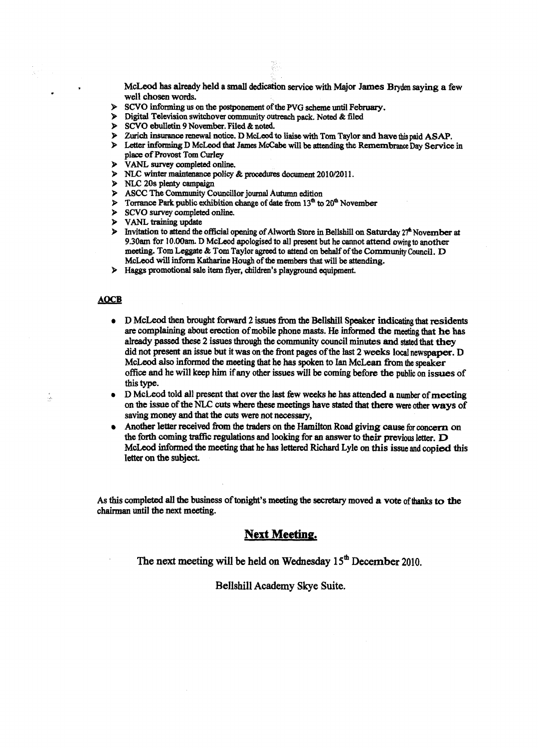McLeod has already held a small dedication service with Major James Bryden saying a few well chosen words.

- SCVO informing us on the postponement of the PVG scheme until February.
- Digital Television switchover community outreach pack. Noted & filed
- SCVO ebulletin 9 November. Filed & noted.
- Zurich insurance renewal notice. D McLeod to liaise with Tom Taylor and have this paid ASAP.
- Letter informing D McLeod that James McCabe will be attending the Remembrance Day Service in place of Provost Tom Curley
- VANL survey completed online.
- NLC winter maintenance policy & procedures document 2010/2011.
- NLC 20s plenty campaign
- ASCC The Community Councillor journal Autumn edition
- Torrance Park public exhibition change of date from 13th to 20th November
- SCVO survey completed online.
- VANL training update
- Invitation to attend the official opening of Alworth Store in Bellshill on Saturday 27th November at 9.30am for 10.00am. D McLeod apologised to all present but he cannot attend owing to another meeting. Tom Leggate & Tom Taylor agreed to attend on behalf of the Community Council. D McLeod will inform Katharine Hough of the members that will be attending.
- Haggs promotional sale item flyer, children's playground equipment.

**AOCB**

- D McLeod then brought forward 2 issues from the Bellshill Speaker indicating that residents are complaining about erection of mobile phone masts. He informed the meeting that he has already passed these 2 issues through the community council minutes and stated that they did not present an issue but it was on the front pages of the last 2 weeks local newspaper. D McLeod also informed the meeting that he has spoken to Ian McLean from the speaker office and he will keep him if any other issues will be coming before the public on issues of this type.
- D McLeod told all present that over the last few weeks he has attended a number of meeting on the issue of the NLC cuts where these meetings have stated that there were other ways of saving money and that the cuts were not necessary,
- Another letter received from the traders on the Hamilton Road giving cause for concern on the forth coming traffic regulations and looking for an answer to their previous letter. D McLeod informed the meeting that he has lettered Richard Lyle on this issue and copied this letter on the subject.

As this completed all the business of tonight's meeting the secretary moved a vote of thanks to the chairman until the next meeting.

## Next Meeting.

The next meeting will be held on Wednesday 15th December 2010.

Bellshill Academy Skye Suite.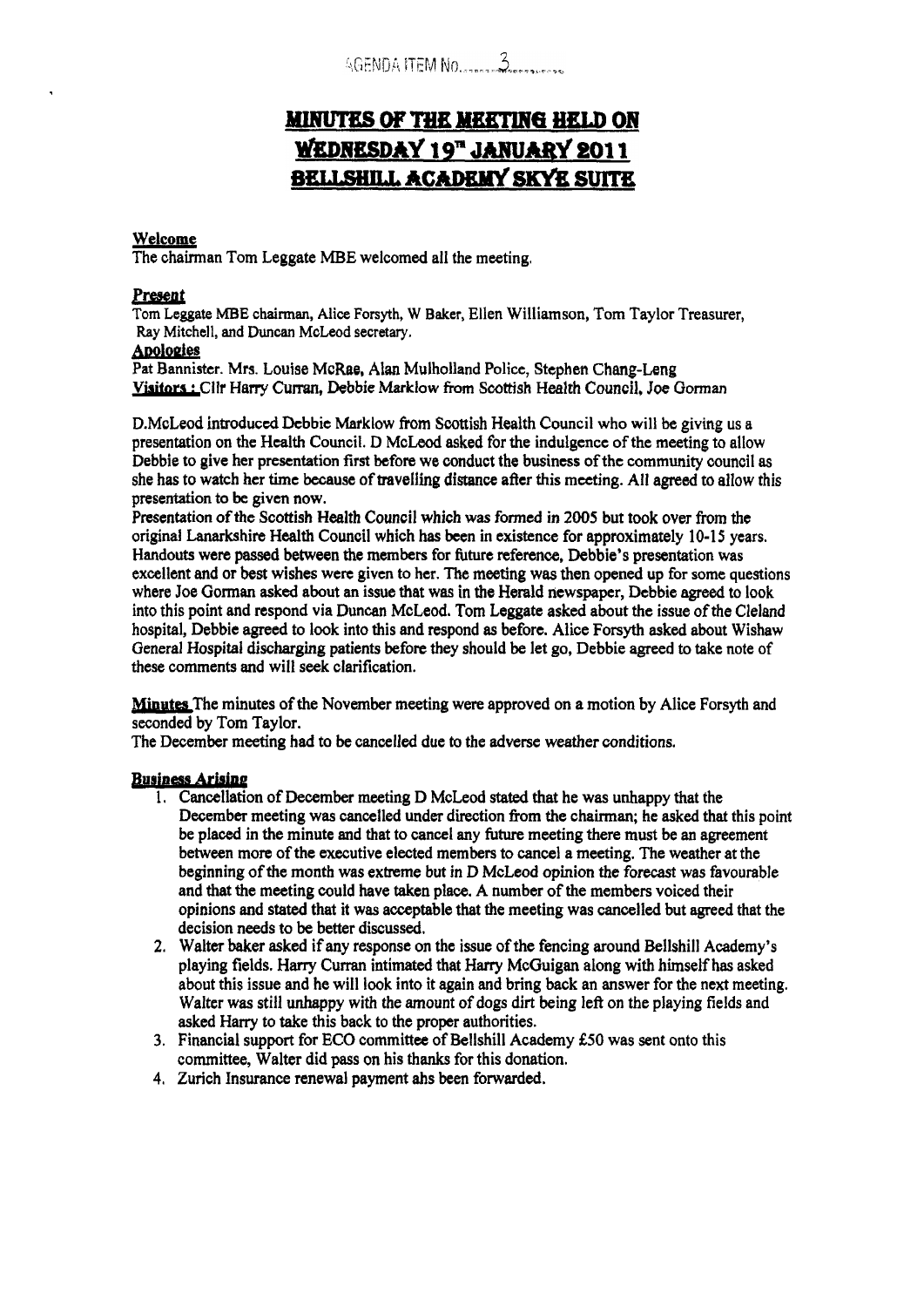AGENDA ITEM No. 3

# MINUTES OF THE MEETING HELD ON WEDNESDAY 19[TH] JANUARY 2011 BELLSHILL ACADEMY SKYE SUITE

**Welcome**

The chairman Tom Leggate MBE welcomed all the meeting.

**Present**

Tom Leggate MBE chairman, Alice Forsyth, W Baker, Ellen Williamson, Tom Taylor Treasurer, Ray Mitchell, and Duncan McLeod secretary.

**Apologies**

Pat Bannister. Mrs. Louise McRae, Alan Mulholland Police, Stephen Chang-Leng

**Visitors :** Cllr Harry Curran, Debbie Marklow from Scottish Health Council, Joe Gorman

D.McLeod introduced Debbie Marklow from Scottish Health Council who will be giving us a presentation on the Health Council. D McLeod asked for the indulgence of the meeting to allow Debbie to give her presentation first before we conduct the business of the community council as she has to watch her time because of travelling distance after this meeting. All agreed to allow this presentation to be given now.

Presentation of the Scottish Health Council which was formed in 2005 but took over from the original Lanarkshire Health Council which has been in existence for approximately 10-15 years. Handouts were passed between the members for future reference, Debbie's presentation was excellent and or best wishes were given to her. The meeting was then opened up for some questions where Joe Gorman asked about an issue that was in the Herald newspaper, Debbie agreed to look into this point and respond via Duncan McLeod. Tom Leggate asked about the issue of the Cleland hospital, Debbie agreed to look into this and respond as before. Alice Forsyth asked about Wishaw General Hospital discharging patients before they should be let go, Debbie agreed to take note of these comments and will seek clarification.

**Minutes** The minutes of the November meeting were approved on a motion by Alice Forsyth and seconded by Tom Taylor.

The December meeting had to be cancelled due to the adverse weather conditions.

**Business Arising**

1. Cancellation of December meeting D McLeod stated that he was unhappy that the December meeting was cancelled under direction from the chairman; he asked that this point be placed in the minute and that to cancel any future meeting there must be an agreement between more of the executive elected members to cancel a meeting. The weather at the beginning of the month was extreme but in D McLeod opinion the forecast was favourable and that the meeting could have taken place. A number of the members voiced their opinions and stated that it was acceptable that the meeting was cancelled but agreed that the decision needs to be better discussed.
2. Walter baker asked if any response on the issue of the fencing around Bellshill Academy's playing fields. Harry Curran intimated that Harry McGuigan along with himself has asked about this issue and he will look into it again and bring back an answer for the next meeting. Walter was still unhappy with the amount of dogs dirt being left on the playing fields and asked Harry to take this back to the proper authorities.
3. Financial support for ECO committee of Bellshill Academy £50 was sent onto this committee, Walter did pass on his thanks for this donation.
4. Zurich Insurance renewal payment ahs been forwarded.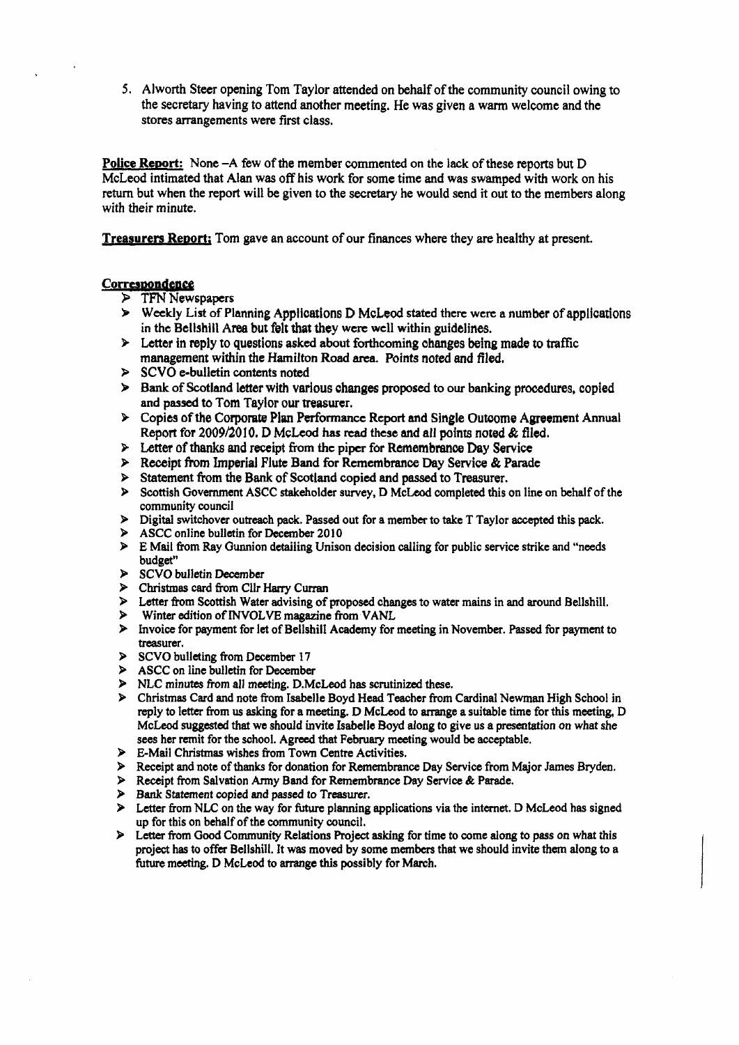5. Alworth Steer opening Tom Taylor attended on behalf of the community council owing to the secretary having to attend another meeting. He was given a warm welcome and the stores arrangements were first class.

**Police Report:** None –A few of the member commented on the lack of these reports but D McLeod intimated that Alan was off his work for some time and was swamped with work on his return but when the report will be given to the secretary he would send it out to the members along with their minute.

**Treasurers Report:** Tom gave an account of our finances where they are healthy at present.

**Correspondence**

- TFN Newspapers
- Weekly List of Planning Applications D McLeod stated there were a number of applications in the Bellshill Area but felt that they were well within guidelines.
- Letter in reply to questions asked about forthcoming changes being made to traffic management within the Hamilton Road area. Points noted and filed.
- SCVO e-bulletin contents noted
- Bank of Scotland letter with various changes proposed to our banking procedures, copied and passed to Tom Taylor our treasurer.
- Copies of the Corporate Plan Performance Report and Single Outcome Agreement Annual Report for 2009/2010. D McLeod has read these and all points noted & filed.
- Letter of thanks and receipt from the piper for Remembrance Day Service
- Receipt from Imperial Flute Band for Remembrance Day Service & Parade
- Statement from the Bank of Scotland copied and passed to Treasurer.
- Scottish Government ASCC stakeholder survey, D McLeod completed this on line on behalf of the community council
- Digital switchover outreach pack. Passed out for a member to take T Taylor accepted this pack.
- ASCC online bulletin for December 2010
- E Mail from Ray Gunnion detailing Unison decision calling for public service strike and "needs budget"
- SCVO bulletin December
- Christmas card from Cllr Harry Curran
- Letter from Scottish Water advising of proposed changes to water mains in and around Bellshill.
- Winter edition of INVOLVE magazine from VANL
- Invoice for payment for let of Bellshill Academy for meeting in November. Passed for payment to treasurer.
- SCVO bulleting from December 17
- ASCC on line bulletin for December
- NLC minutes from all meeting. D.McLeod has scrutinized these.
- Christmas Card and note from Isabelle Boyd Head Teacher from Cardinal Newman High School in reply to letter from us asking for a meeting. D McLeod to arrange a suitable time for this meeting, D McLeod suggested that we should invite Isabelle Boyd along to give us a presentation on what she sees her remit for the school. Agreed that February meeting would be acceptable.
- E-Mail Christmas wishes from Town Centre Activities.
- Receipt and note of thanks for donation for Remembrance Day Service from Major James Bryden.
- Receipt from Salvation Army Band for Remembrance Day Service & Parade.
- Bank Statement copied and passed to Treasurer.
- Letter from NLC on the way for future planning applications via the internet. D McLeod has signed up for this on behalf of the community council.
- Letter from Good Community Relations Project asking for time to come along to pass on what this project has to offer Bellshill. It was moved by some members that we should invite them along to a future meeting. D McLeod to arrange this possibly for March.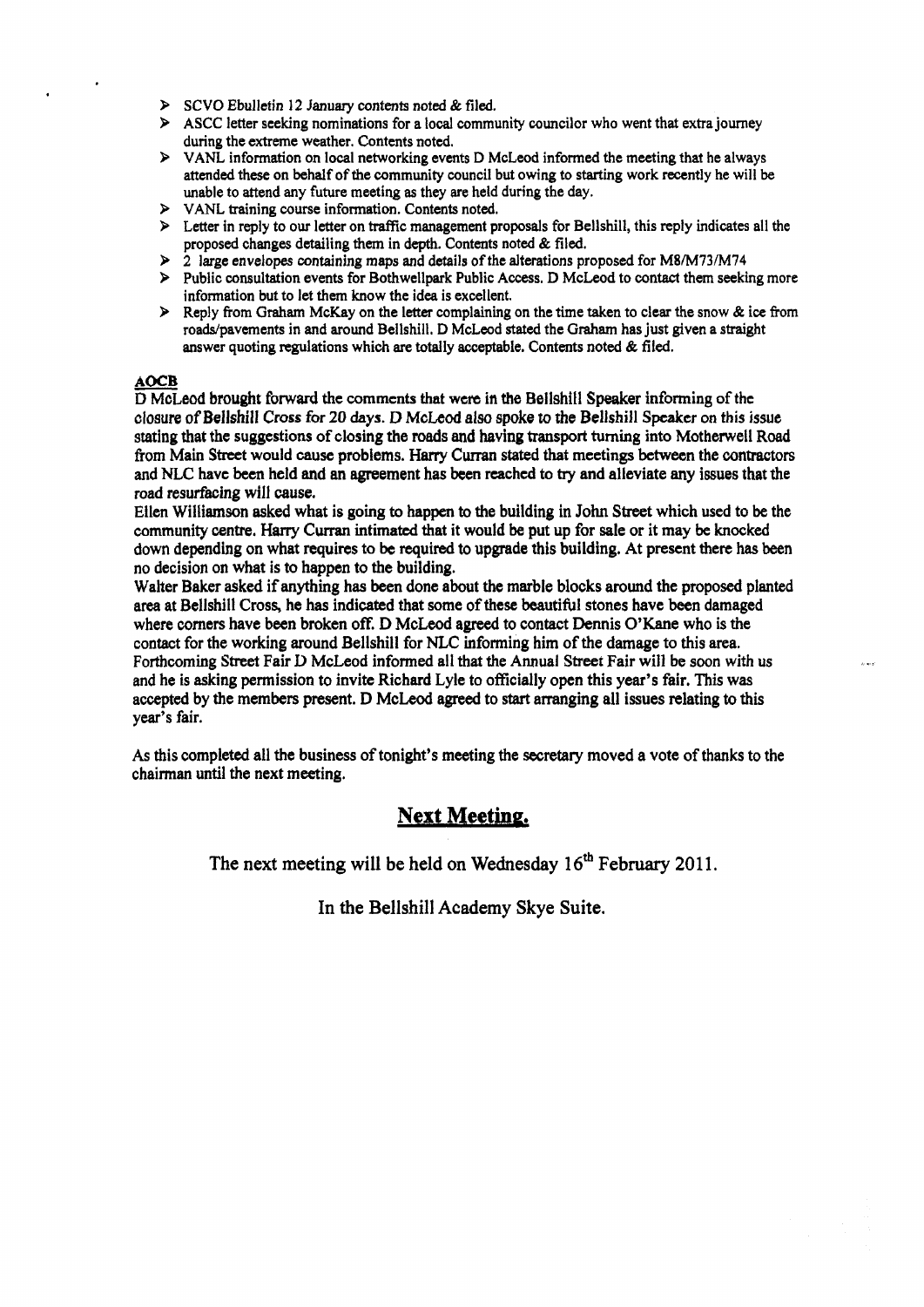- SCVO Ebulletin 12 January contents noted & filed.
- ASCC letter seeking nominations for a local community councilor who went that extra journey during the extreme weather. Contents noted.
- VANL information on local networking events D McLeod informed the meeting that he always attended these on behalf of the community council but owing to starting work recently he will be unable to attend any future meeting as they are held during the day.
- VANL training course information. Contents noted.
- Letter in reply to our letter on traffic management proposals for Bellshill, this reply indicates all the proposed changes detailing them in depth. Contents noted & filed.
- 2 large envelopes containing maps and details of the alterations proposed for M8/M73/M74
- Public consultation events for Bothwellpark Public Access. D McLeod to contact them seeking more information but to let them know the idea is excellent.
- Reply from Graham McKay on the letter complaining on the time taken to clear the snow & ice from roads/pavements in and around Bellshill. D McLeod stated the Graham has just given a straight answer quoting regulations which are totally acceptable. Contents noted & filed.

**AOCB**

D McLeod brought forward the comments that were in the Bellshill Speaker informing of the closure of Bellshill Cross for 20 days. D McLeod also spoke to the Bellshill Speaker on this issue stating that the suggestions of closing the roads and having transport turning into Motherwell Road from Main Street would cause problems. Harry Curran stated that meetings between the contractors and NLC have been held and an agreement has been reached to try and alleviate any issues that the road resurfacing will cause.

Ellen Williamson asked what is going to happen to the building in John Street which used to be the community centre. Harry Curran intimated that it would be put up for sale or it may be knocked down depending on what requires to be required to upgrade this building. At present there has been no decision on what is to happen to the building.

Walter Baker asked if anything has been done about the marble blocks around the proposed planted area at Bellshill Cross, he has indicated that some of these beautiful stones have been damaged where corners have been broken off. D McLeod agreed to contact Dennis O'Kane who is the contact for the working around Bellshill for NLC informing him of the damage to this area.

Forthcoming Street Fair D McLeod informed all that the Annual Street Fair will be soon with us and he is asking permission to invite Richard Lyle to officially open this year's fair. This was accepted by the members present. D McLeod agreed to start arranging all issues relating to this year's fair.

As this completed all the business of tonight's meeting the secretary moved a vote of thanks to the chairman until the next meeting.

## Next Meeting.

The next meeting will be held on Wednesday 16th February 2011.

In the Bellshill Academy Skye Suite.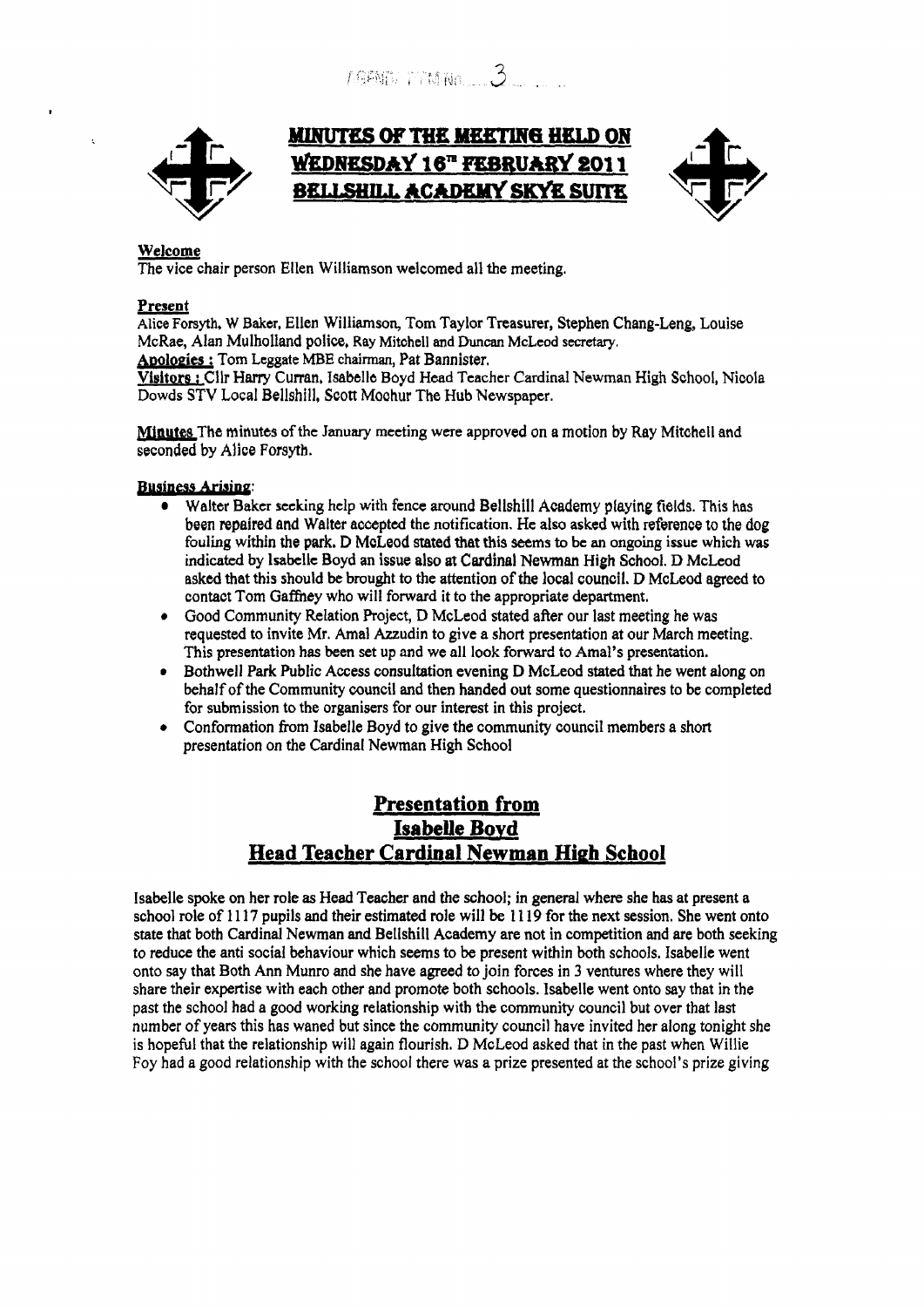AGENDA ITEM No. 3

# MINUTES OF THE MEETING HELD ON WEDNESDAY 16TH FEBRUARY 2011 BELLSHILL ACADEMY SKYE SUITE

**Welcome**

The vice chair person Ellen Williamson welcomed all the meeting.

**Present**

Alice Forsyth, W Baker, Ellen Williamson, Tom Taylor Treasurer, Stephen Chang-Leng, Louise McRae, Alan Mulholland police, Ray Mitchell and Duncan McLeod secretary.

**Apologies :** Tom Leggate MBE chairman, Pat Bannister.

**Visitors :** Cllr Harry Curran, Isabelle Boyd Head Teacher Cardinal Newman High School, Nicola Dowds STV Local Bellshill, Scott Moohur The Hub Newspaper.

**Minutes** The minutes of the January meeting were approved on a motion by Ray Mitchell and seconded by Alice Forsyth.

**Business Arising:**

- Walter Baker seeking help with fence around Bellshill Academy playing fields. This has been repaired and Walter accepted the notification. He also asked with reference to the dog fouling within the park. D McLeod stated that this seems to be an ongoing issue which was indicated by Isabelle Boyd an issue also at Cardinal Newman High School. D McLeod asked that this should be brought to the attention of the local council. D McLeod agreed to contact Tom Gaffney who will forward it to the appropriate department.
- Good Community Relation Project, D McLeod stated after our last meeting he was requested to invite Mr. Amal Azzudin to give a short presentation at our March meeting. This presentation has been set up and we all look forward to Amal's presentation.
- Bothwell Park Public Access consultation evening D McLeod stated that he went along on behalf of the Community council and then handed out some questionnaires to be completed for submission to the organisers for our interest in this project.
- Conformation from Isabelle Boyd to give the community council members a short presentation on the Cardinal Newman High School

## Presentation from Isabelle Boyd Head Teacher Cardinal Newman High School

Isabelle spoke on her role as Head Teacher and the school; in general where she has at present a school role of 1117 pupils and their estimated role will be 1119 for the next session. She went onto state that both Cardinal Newman and Bellshill Academy are not in competition and are both seeking to reduce the anti social behaviour which seems to be present within both schools. Isabelle went onto say that Both Ann Munro and she have agreed to join forces in 3 ventures where they will share their expertise with each other and promote both schools. Isabelle went onto say that in the past the school had a good working relationship with the community council but over that last number of years this has waned but since the community council have invited her along tonight she is hopeful that the relationship will again flourish. D McLeod asked that in the past when Willie Foy had a good relationship with the school there was a prize presented at the school's prize giving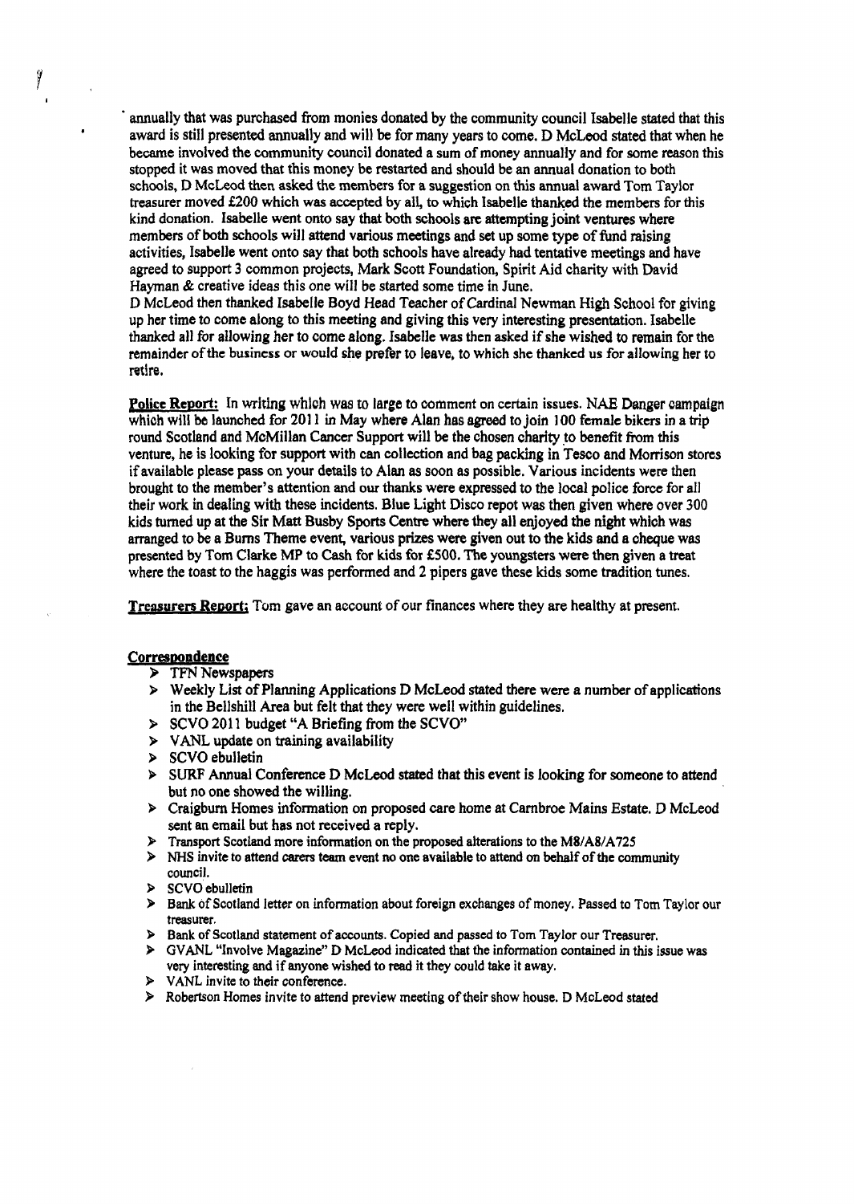annually that was purchased from monies donated by the community council Isabelle stated that this award is still presented annually and will be for many years to come. D McLeod stated that when he became involved the community council donated a sum of money annually and for some reason this stopped it was moved that this money be restarted and should be an annual donation to both schools, D McLeod then asked the members for a suggestion on this annual award Tom Taylor treasurer moved £200 which was accepted by all, to which Isabelle thanked the members for this kind donation. Isabelle went onto say that both schools are attempting joint ventures where members of both schools will attend various meetings and set up some type of fund raising activities, Isabelle went onto say that both schools have already had tentative meetings and have agreed to support 3 common projects, Mark Scott Foundation, Spirit Aid charity with David Hayman & creative ideas this one will be started some time in June.

D McLeod then thanked Isabelle Boyd Head Teacher of Cardinal Newman High School for giving up her time to come along to this meeting and giving this very interesting presentation. Isabelle thanked all for allowing her to come along. Isabelle was then asked if she wished to remain for the remainder of the business or would she prefer to leave, to which she thanked us for allowing her to retire.

**Police Report:** In writing which was to large to comment on certain issues. NAE Danger campaign which will be launched for 2011 in May where Alan has agreed to join 100 female bikers in a trip round Scotland and McMillan Cancer Support will be the chosen charity to benefit from this venture, he is looking for support with can collection and bag packing in Tesco and Morrison stores if available please pass on your details to Alan as soon as possible. Various incidents were then brought to the member's attention and our thanks were expressed to the local police force for all their work in dealing with these incidents. Blue Light Disco repot was then given where over 300 kids turned up at the Sir Matt Busby Sports Centre where they all enjoyed the night which was arranged to be a Burns Theme event, various prizes were given out to the kids and a cheque was presented by Tom Clarke MP to Cash for kids for £500. The youngsters were then given a treat where the toast to the haggis was performed and 2 pipers gave these kids some tradition tunes.

**Treasurers Report:** Tom gave an account of our finances where they are healthy at present.

**Correspondence**

- TFN Newspapers
- Weekly List of Planning Applications D McLeod stated there were a number of applications in the Bellshill Area but felt that they were well within guidelines.
- SCVO 2011 budget "A Briefing from the SCVO"
- VANL update on training availability
- SCVO ebulletin
- SURF Annual Conference D McLeod stated that this event is looking for someone to attend but no one showed the willing.
- Craigburn Homes information on proposed care home at Carnbroe Mains Estate. D McLeod sent an email but has not received a reply.
- Transport Scotland more information on the proposed alterations to the M8/A8/A725
- NHS invite to attend carers team event no one available to attend on behalf of the community council.
- SCVO ebulletin
- Bank of Scotland letter on information about foreign exchanges of money. Passed to Tom Taylor our treasurer.
- Bank of Scotland statement of accounts. Copied and passed to Tom Taylor our Treasurer.
- GVANL "Involve Magazine" D McLeod indicated that the information contained in this issue was very interesting and if anyone wished to read it they could take it away.
- VANL invite to their conference.
- Robertson Homes invite to attend preview meeting of their show house. D McLeod stated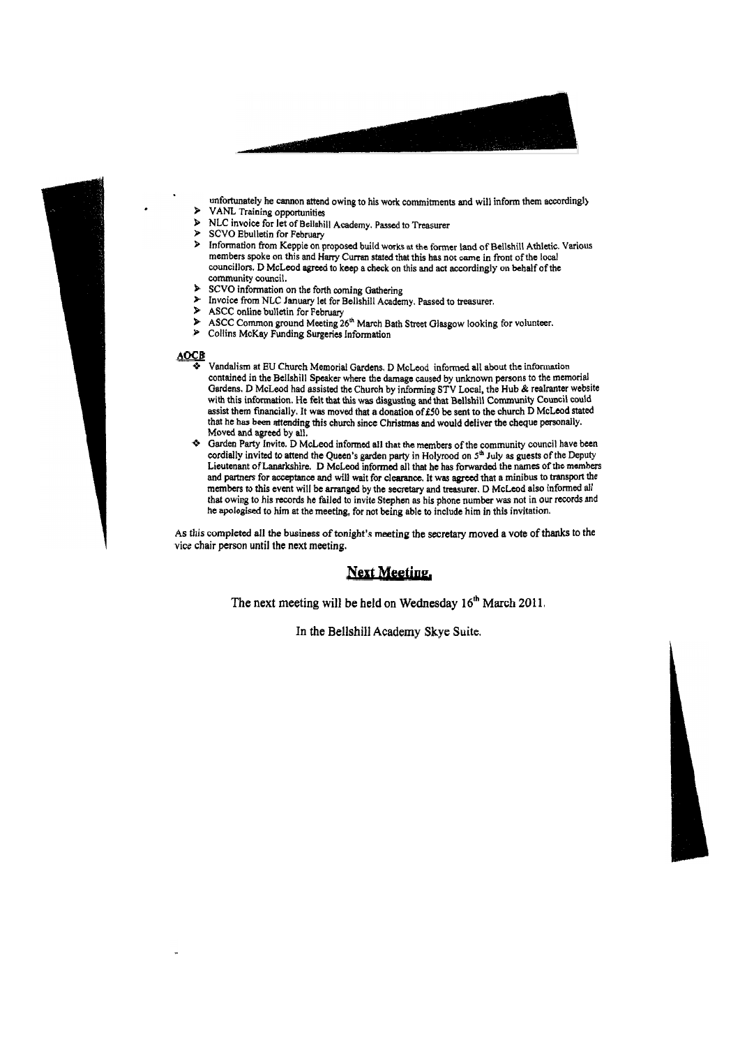unfortunately he cannon attend owing to his work commitments and will inform them accordingly

- VANL Training opportunities
- NLC invoice for let of Bellshill Academy. Passed to Treasurer
- SCVO Ebulletin for February
- Information from Keppie on proposed build works at the former land of Bellshill Athletic. Various members spoke on this and Harry Curran stated that this has not came in front of the local councillors. D McLeod agreed to keep a check on this and act accordingly on behalf of the community council.
- SCVO information on the forth coming Gathering
- Invoice from NLC January let for Bellshill Academy. Passed to treasurer.
- ASCC online bulletin for February
- ASCC Common ground Meeting 26th March Bath Street Glasgow looking for volunteer.
- Collins McKay Funding Surgeries Information

**AOCB**

- Vandalism at EU Church Memorial Gardens. D McLeod informed all about the information contained in the Bellshill Speaker where the damage caused by unknown persons to the memorial Gardens. D McLeod had assisted the Church by informing STV Local, the Hub & realranter website with this information. He felt that this was disgusting and that Bellshill Community Council could assist them financially. It was moved that a donation of £50 be sent to the church D McLeod stated that he has been attending this church since Christmas and would deliver the cheque personally. Moved and agreed by all.
- Garden Party Invite. D McLeod informed all that the members of the community council have been cordially invited to attend the Queen's garden party in Holyrood on 5th July as guests of the Deputy Lieutenant of Lanarkshire. D McLeod informed all that he has forwarded the names of the members and partners for acceptance and will wait for clearance. It was agreed that a minibus to transport the members to this event will be arranged by the secretary and treasurer. D McLeod also informed all that owing to his records he failed to invite Stephen as his phone number was not in our records and he apologised to him at the meeting, for not being able to include him in this invitation.

As this completed all the business of tonight's meeting the secretary moved a vote of thanks to the vice chair person until the next meeting.

## Next Meeting.

The next meeting will be held on Wednesday 16th March 2011.

In the Bellshill Academy Skye Suite.